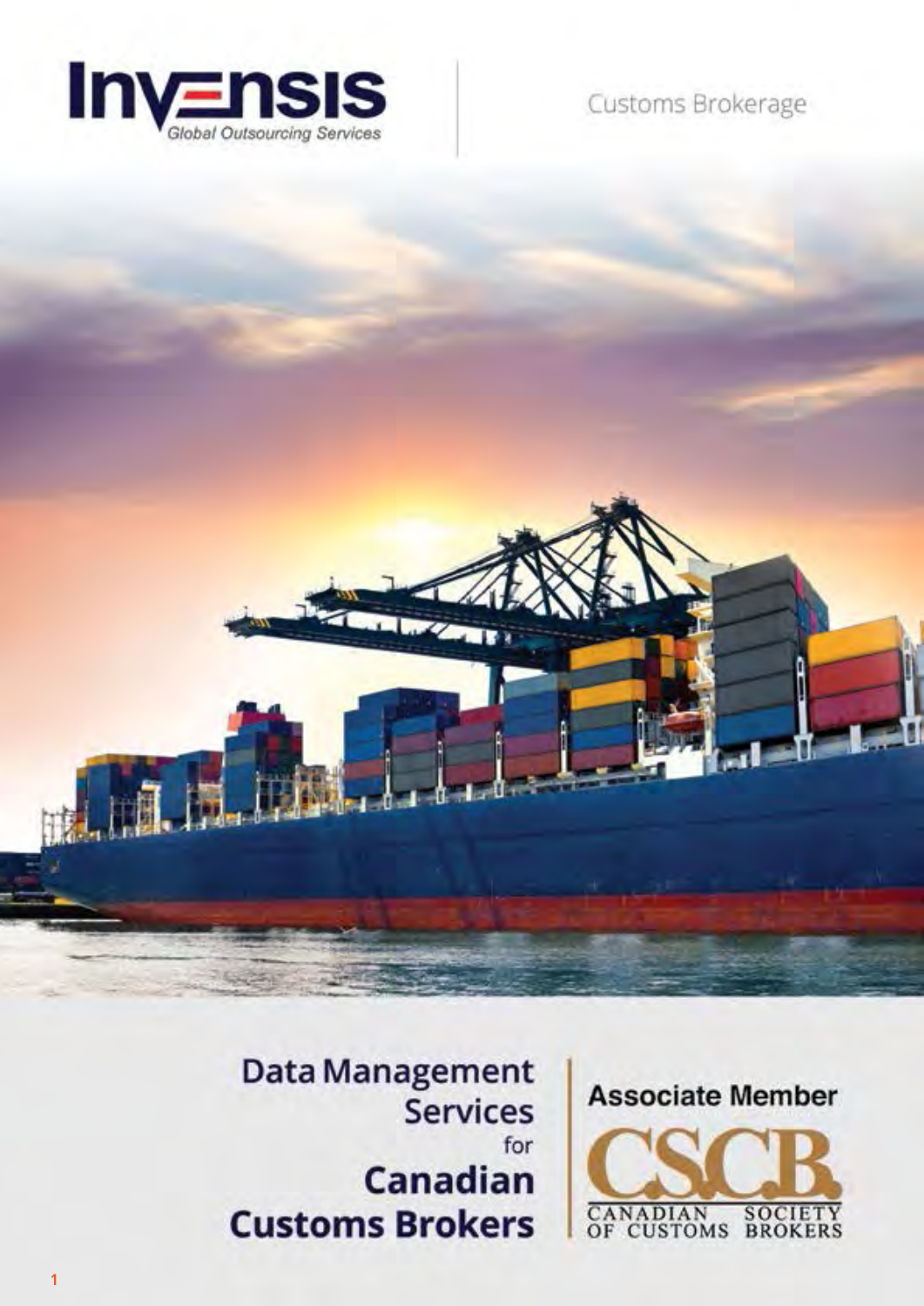Invensis
Global Outsourcing Services

Customs Brokerage

# Data Management Services for Canadian Customs Brokers

Associate Member

CSCB
CANADIAN SOCIETY OF CUSTOMS BROKERS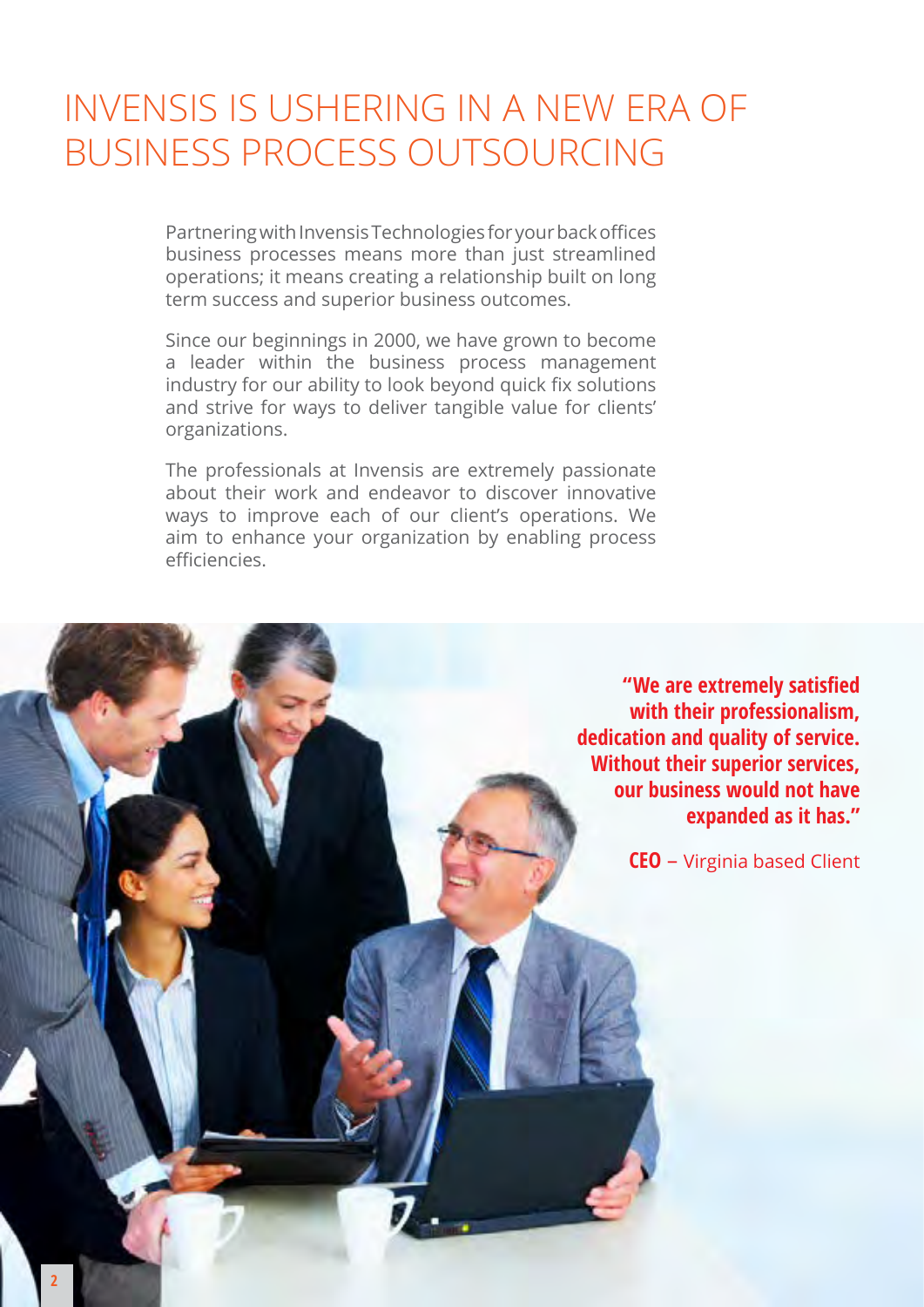# INVENSIS IS USHERING IN A NEW ERA OF BUSINESS PROCESS OUTSOURCING

Partnering with Invensis Technologies for your back offices business processes means more than just streamlined operations; it means creating a relationship built on long term success and superior business outcomes.

Since our beginnings in 2000, we have grown to become a leader within the business process management industry for our ability to look beyond quick fix solutions and strive for ways to deliver tangible value for clients' organizations.

The professionals at Invensis are extremely passionate about their work and endeavor to discover innovative ways to improve each of our client's operations. We aim to enhance your organization by enabling process efficiencies.

**"We are extremely satisfied with their professionalism, dedication and quality of service. Without their superior services, our business would not have expanded as it has."**

**CEO** – Virginia based Client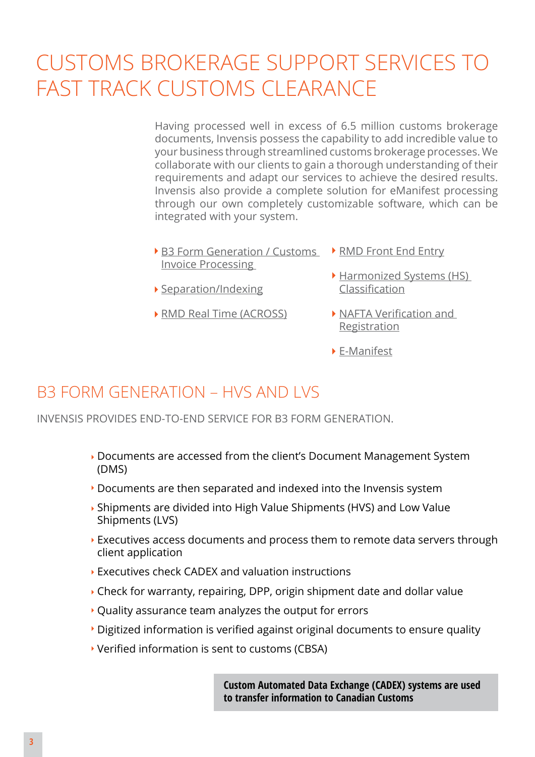# CUSTOMS BROKERAGE SUPPORT SERVICES TO FAST TRACK CUSTOMS CLEARANCE

Having processed well in excess of 6.5 million customs brokerage documents, Invensis possess the capability to add incredible value to your business through streamlined customs brokerage processes. We collaborate with our clients to gain a thorough understanding of their requirements and adapt our services to achieve the desired results. Invensis also provide a complete solution for eManifest processing through our own completely customizable software, which can be integrated with your system.

- B3 Form Generation / Customs Invoice Processing
- Separation/Indexing
- RMD Real Time (ACROSS)
- RMD Front End Entry
- Harmonized Systems (HS) Classification
- NAFTA Verification and Registration
- E-Manifest

## B3 FORM GENERATION – HVS AND LVS

INVENSIS PROVIDES END-TO-END SERVICE FOR B3 FORM GENERATION.

- Documents are accessed from the client's Document Management System (DMS)
- Documents are then separated and indexed into the Invensis system
- Shipments are divided into High Value Shipments (HVS) and Low Value Shipments (LVS)
- Executives access documents and process them to remote data servers through client application
- Executives check CADEX and valuation instructions
- Check for warranty, repairing, DPP, origin shipment date and dollar value
- Quality assurance team analyzes the output for errors
- Digitized information is verified against original documents to ensure quality
- Verified information is sent to customs (CBSA)

**Custom Automated Data Exchange (CADEX) systems are used to transfer information to Canadian Customs**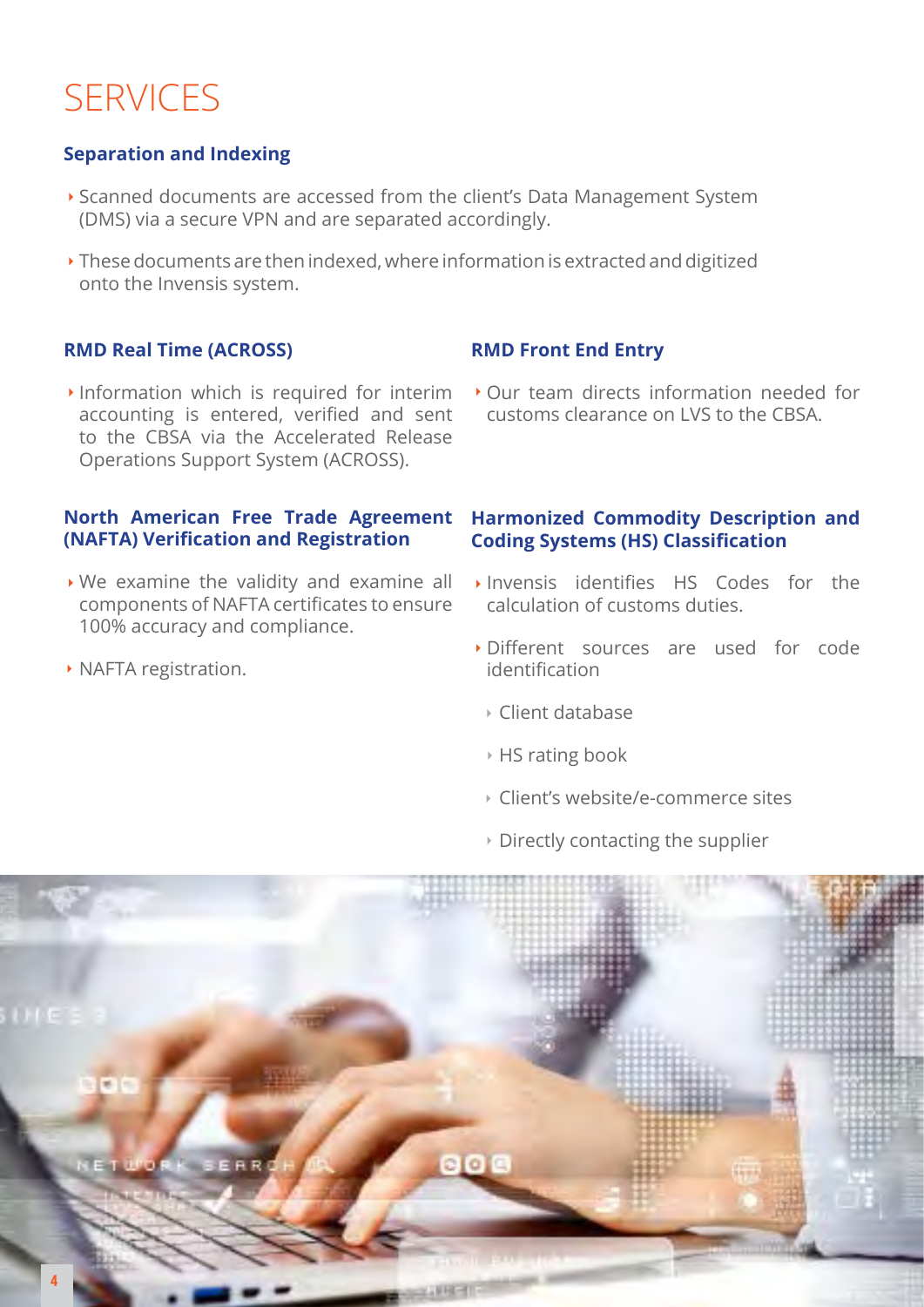# SERVICES

### Separation and Indexing

- Scanned documents are accessed from the client's Data Management System (DMS) via a secure VPN and are separated accordingly.
- These documents are then indexed, where information is extracted and digitized onto the Invensis system.

### RMD Real Time (ACROSS)

- Information which is required for interim accounting is entered, verified and sent to the CBSA via the Accelerated Release Operations Support System (ACROSS).

### RMD Front End Entry

- Our team directs information needed for customs clearance on LVS to the CBSA.

### North American Free Trade Agreement (NAFTA) Verification and Registration

- We examine the validity and examine all components of NAFTA certificates to ensure 100% accuracy and compliance.
- NAFTA registration.

### Harmonized Commodity Description and Coding Systems (HS) Classification

- Invensis identifies HS Codes for the calculation of customs duties.
- Different sources are used for code identification
  - Client database
  - HS rating book
  - Client's website/e-commerce sites
  - Directly contacting the supplier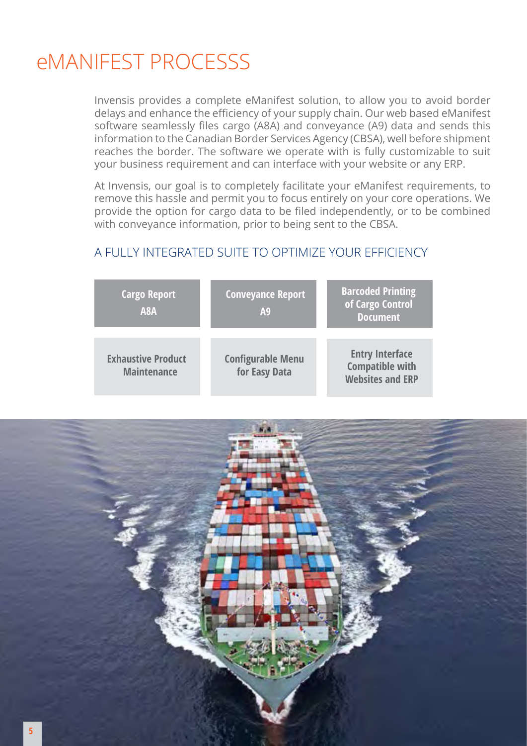# eMANIFEST PROCESSS

Invensis provides a complete eManifest solution, to allow you to avoid border delays and enhance the efficiency of your supply chain. Our web based eManifest software seamlessly files cargo (A8A) and conveyance (A9) data and sends this information to the Canadian Border Services Agency (CBSA), well before shipment reaches the border. The software we operate with is fully customizable to suit your business requirement and can interface with your website or any ERP.

At Invensis, our goal is to completely facilitate your eManifest requirements, to remove this hassle and permit you to focus entirely on your core operations. We provide the option for cargo data to be filed independently, or to be combined with conveyance information, prior to being sent to the CBSA.

## A FULLY INTEGRATED SUITE TO OPTIMIZE YOUR EFFICIENCY

| | | |
|---|---|---|
| **Cargo Report A8A** | **Conveyance Report A9** | **Barcoded Printing of Cargo Control Document** |
| **Exhaustive Product Maintenance** | **Configurable Menu for Easy Data** | **Entry Interface Compatible with Websites and ERP** |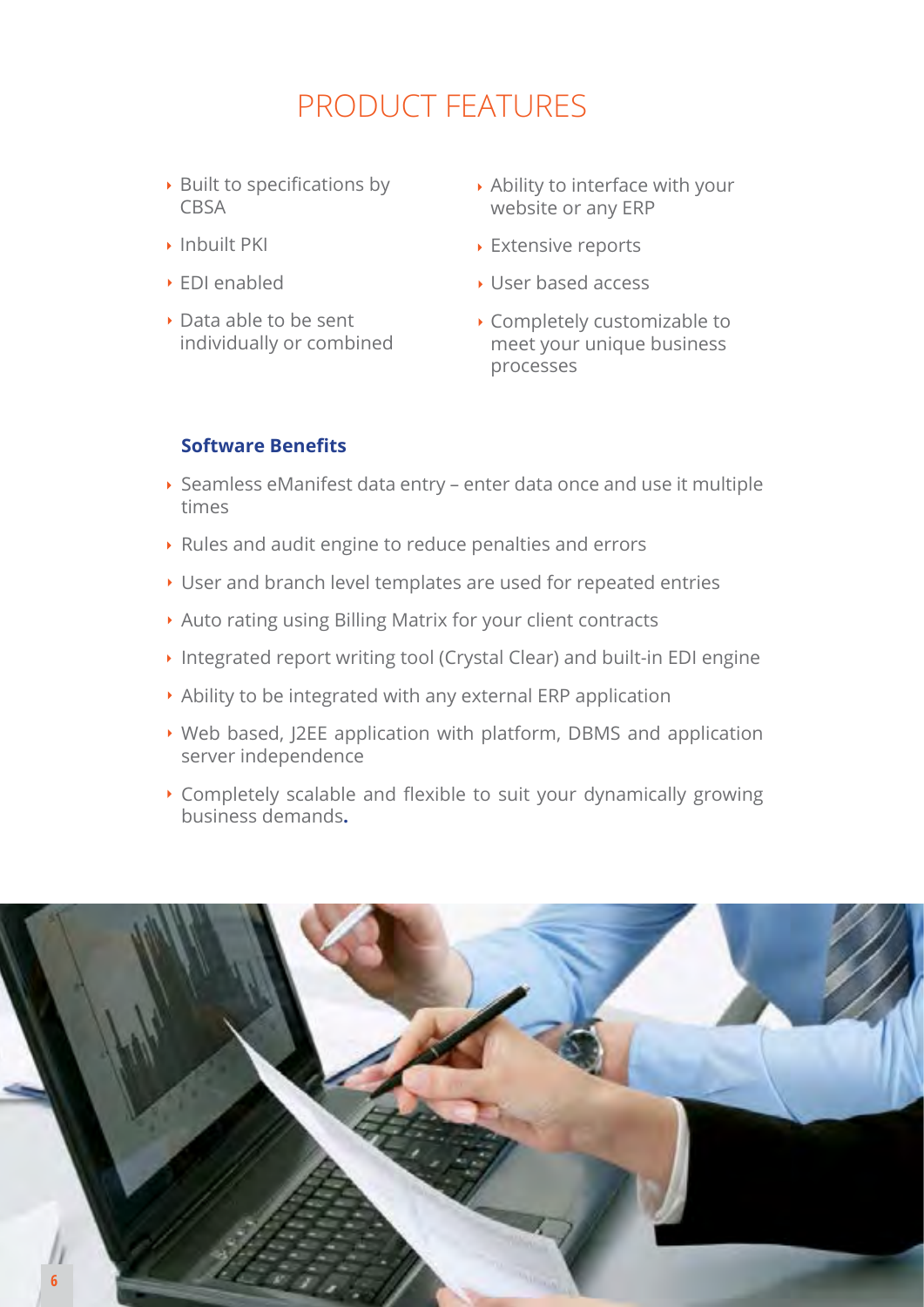# PRODUCT FEATURES

- Built to specifications by CBSA
- Inbuilt PKI
- EDI enabled
- Data able to be sent individually or combined
- Ability to interface with your website or any ERP
- Extensive reports
- User based access
- Completely customizable to meet your unique business processes

### Software Benefits

- Seamless eManifest data entry – enter data once and use it multiple times
- Rules and audit engine to reduce penalties and errors
- User and branch level templates are used for repeated entries
- Auto rating using Billing Matrix for your client contracts
- Integrated report writing tool (Crystal Clear) and built-in EDI engine
- Ability to be integrated with any external ERP application
- Web based, J2EE application with platform, DBMS and application server independence
- Completely scalable and flexible to suit your dynamically growing business demands**.**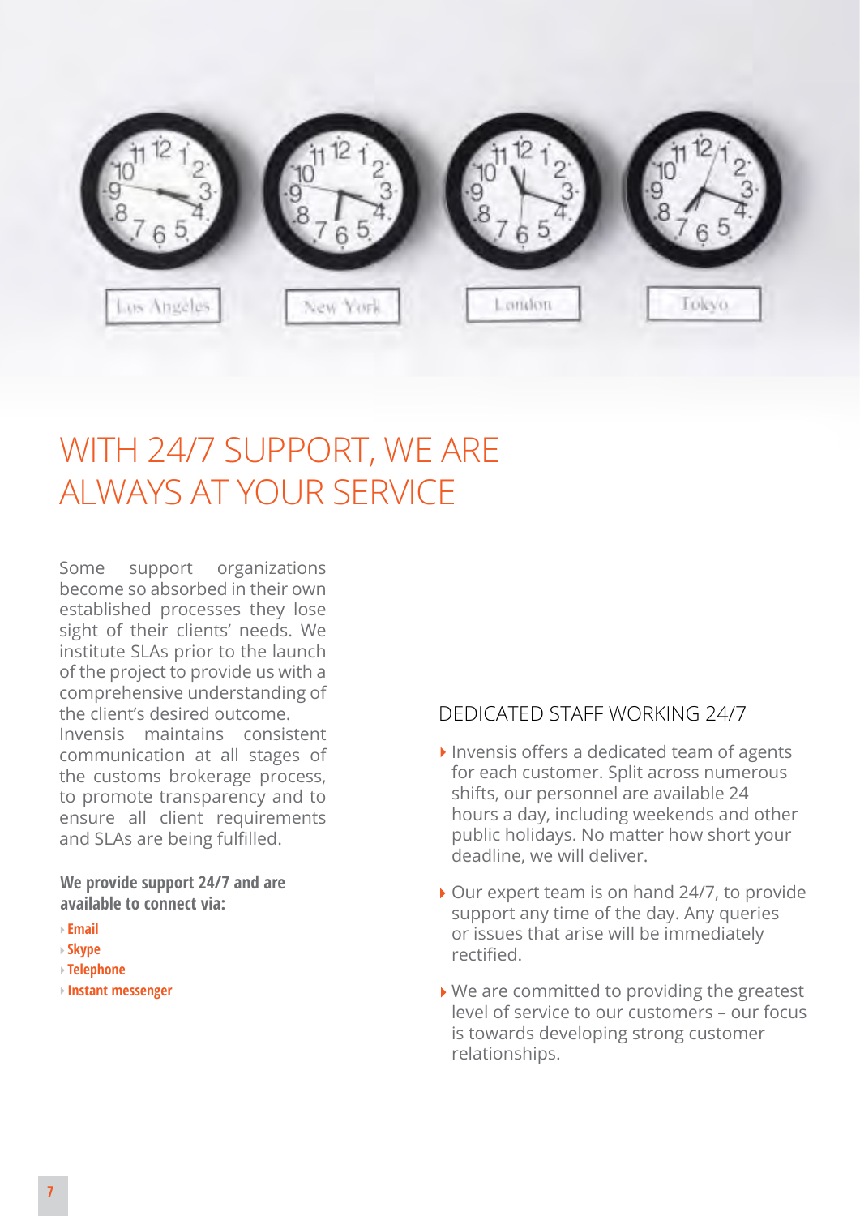# WITH 24/7 SUPPORT, WE ARE ALWAYS AT YOUR SERVICE

Some support organizations become so absorbed in their own established processes they lose sight of their clients' needs. We institute SLAs prior to the launch of the project to provide us with a comprehensive understanding of the client's desired outcome.
Invensis maintains consistent communication at all stages of the customs brokerage process, to promote transparency and to ensure all client requirements and SLAs are being fulfilled.

**We provide support 24/7 and are available to connect via:**

- **Email**
- **Skype**
- **Telephone**
- **Instant messenger**

## DEDICATED STAFF WORKING 24/7

- Invensis offers a dedicated team of agents for each customer. Split across numerous shifts, our personnel are available 24 hours a day, including weekends and other public holidays. No matter how short your deadline, we will deliver.
- Our expert team is on hand 24/7, to provide support any time of the day. Any queries or issues that arise will be immediately rectified.
- We are committed to providing the greatest level of service to our customers – our focus is towards developing strong customer relationships.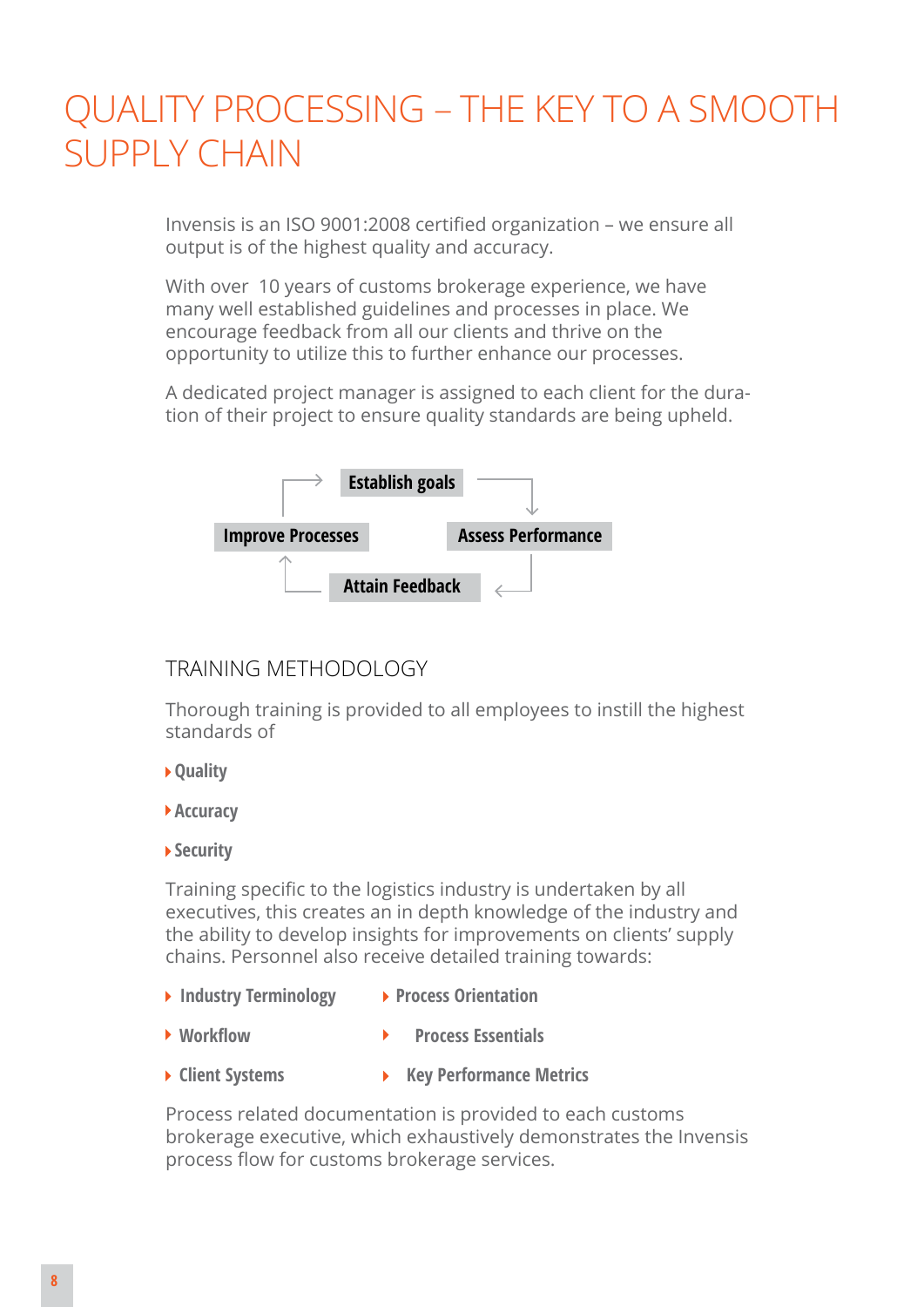# QUALITY PROCESSING – THE KEY TO A SMOOTH SUPPLY CHAIN

Invensis is an ISO 9001:2008 certified organization – we ensure all output is of the highest quality and accuracy.

With over 10 years of customs brokerage experience, we have many well established guidelines and processes in place. We encourage feedback from all our clients and thrive on the opportunity to utilize this to further enhance our processes.

A dedicated project manager is assigned to each client for the duration of their project to ensure quality standards are being upheld.

**Establish goals** → **Assess Performance** → **Attain Feedback** → **Improve Processes** → **Establish goals**

## TRAINING METHODOLOGY

Thorough training is provided to all employees to instill the highest standards of

- **Quality**
- **Accuracy**
- **Security**

Training specific to the logistics industry is undertaken by all executives, this creates an in depth knowledge of the industry and the ability to develop insights for improvements on clients' supply chains. Personnel also receive detailed training towards:

- **Industry Terminology**
- **Workflow**
- **Client Systems**
- **Process Orientation**
- **Process Essentials**
- **Key Performance Metrics**

Process related documentation is provided to each customs brokerage executive, which exhaustively demonstrates the Invensis process flow for customs brokerage services.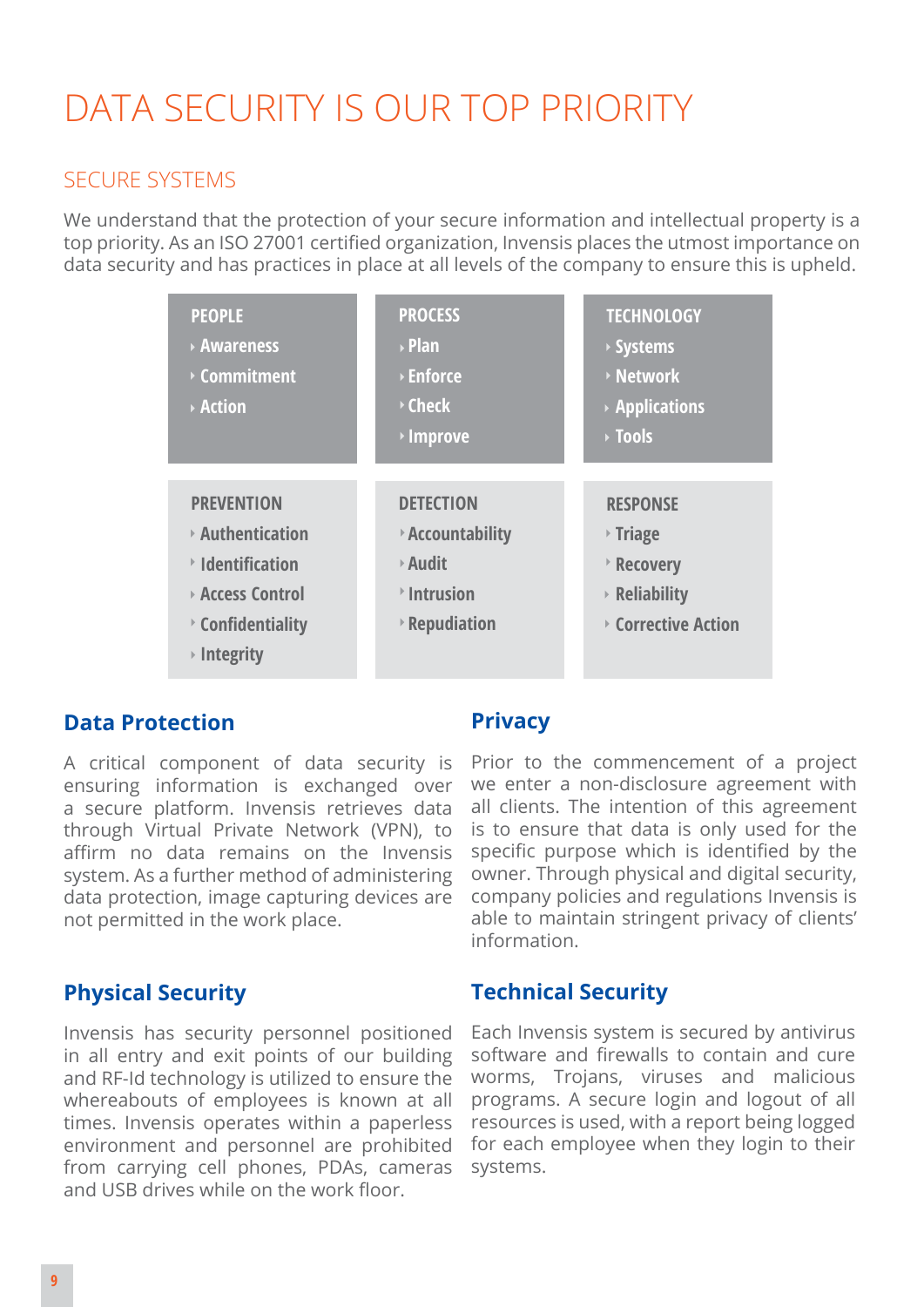# DATA SECURITY IS OUR TOP PRIORITY

## SECURE SYSTEMS

We understand that the protection of your secure information and intellectual property is a top priority. As an ISO 27001 certified organization, Invensis places the utmost importance on data security and has practices in place at all levels of the company to ensure this is upheld.

| PEOPLE | PROCESS | TECHNOLOGY |
|---|---|---|
| Awareness | Plan | Systems |
| Commitment | Enforce | Network |
| Action | Check | Applications |
| | Improve | Tools |

| PREVENTION | DETECTION | RESPONSE |
|---|---|---|
| Authentication | Accountability | Triage |
| Identification | Audit | Recovery |
| Access Control | Intrusion | Reliability |
| Confidentiality | Repudiation | Corrective Action |
| Integrity | | |

### Data Protection

A critical component of data security is ensuring information is exchanged over a secure platform. Invensis retrieves data through Virtual Private Network (VPN), to affirm no data remains on the Invensis system. As a further method of administering data protection, image capturing devices are not permitted in the work place.

### Privacy

Prior to the commencement of a project we enter a non-disclosure agreement with all clients. The intention of this agreement is to ensure that data is only used for the specific purpose which is identified by the owner. Through physical and digital security, company policies and regulations Invensis is able to maintain stringent privacy of clients' information.

### Physical Security

Invensis has security personnel positioned in all entry and exit points of our building and RF-Id technology is utilized to ensure the whereabouts of employees is known at all times. Invensis operates within a paperless environment and personnel are prohibited from carrying cell phones, PDAs, cameras and USB drives while on the work floor.

### Technical Security

Each Invensis system is secured by antivirus software and firewalls to contain and cure worms, Trojans, viruses and malicious programs. A secure login and logout of all resources is used, with a report being logged for each employee when they login to their systems.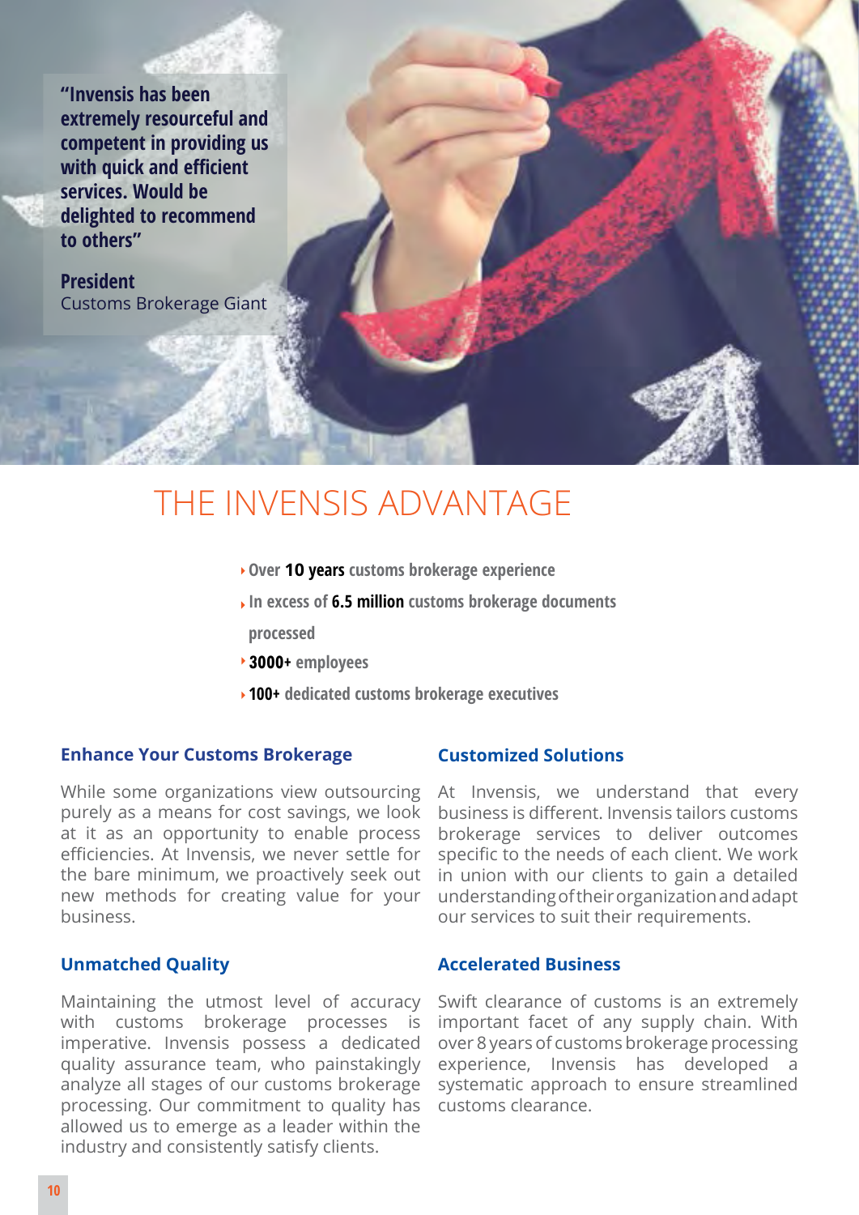**"Invensis has been extremely resourceful and competent in providing us with quick and efficient services. Would be delighted to recommend to others"**

**President**
Customs Brokerage Giant

# THE INVENSIS ADVANTAGE

- Over **10 years** customs brokerage experience
- In excess of **6.5 million** customs brokerage documents processed
- **3000+** employees
- **100+** dedicated customs brokerage executives

### Enhance Your Customs Brokerage

While some organizations view outsourcing purely as a means for cost savings, we look at it as an opportunity to enable process efficiencies. At Invensis, we never settle for the bare minimum, we proactively seek out new methods for creating value for your business.

### Unmatched Quality

Maintaining the utmost level of accuracy with customs brokerage processes is imperative. Invensis possess a dedicated quality assurance team, who painstakingly analyze all stages of our customs brokerage processing. Our commitment to quality has allowed us to emerge as a leader within the industry and consistently satisfy clients.

### Customized Solutions

At Invensis, we understand that every business is different. Invensis tailors customs brokerage services to deliver outcomes specific to the needs of each client. We work in union with our clients to gain a detailed understanding of their organization and adapt our services to suit their requirements.

### Accelerated Business

Swift clearance of customs is an extremely important facet of any supply chain. With over 8 years of customs brokerage processing experience, Invensis has developed a systematic approach to ensure streamlined customs clearance.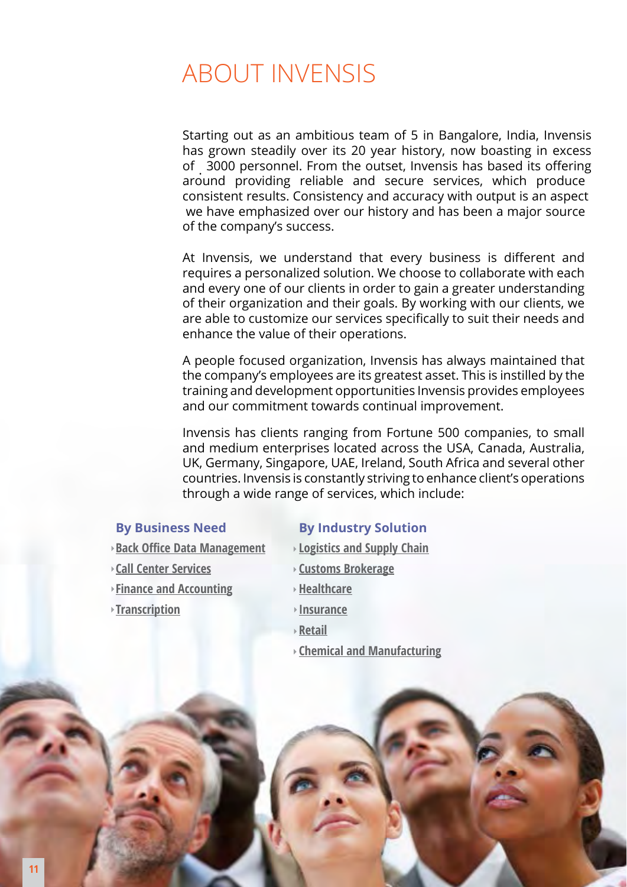# ABOUT INVENSIS

Starting out as an ambitious team of 5 in Bangalore, India, Invensis has grown steadily over its 20 year history, now boasting in excess of 3000 personnel. From the outset, Invensis has based its offering around providing reliable and secure services, which produce consistent results. Consistency and accuracy with output is an aspect we have emphasized over our history and has been a major source of the company's success.

At Invensis, we understand that every business is different and requires a personalized solution. We choose to collaborate with each and every one of our clients in order to gain a greater understanding of their organization and their goals. By working with our clients, we are able to customize our services specifically to suit their needs and enhance the value of their operations.

A people focused organization, Invensis has always maintained that the company's employees are its greatest asset. This is instilled by the training and development opportunities Invensis provides employees and our commitment towards continual improvement.

Invensis has clients ranging from Fortune 500 companies, to small and medium enterprises located across the USA, Canada, Australia, UK, Germany, Singapore, UAE, Ireland, South Africa and several other countries. Invensis is constantly striving to enhance client's operations through a wide range of services, which include:

### By Business Need

- Back Office Data Management
- Call Center Services
- Finance and Accounting
- Transcription

### By Industry Solution

- Logistics and Supply Chain
- Customs Brokerage
- Healthcare
- Insurance
- Retail
- Chemical and Manufacturing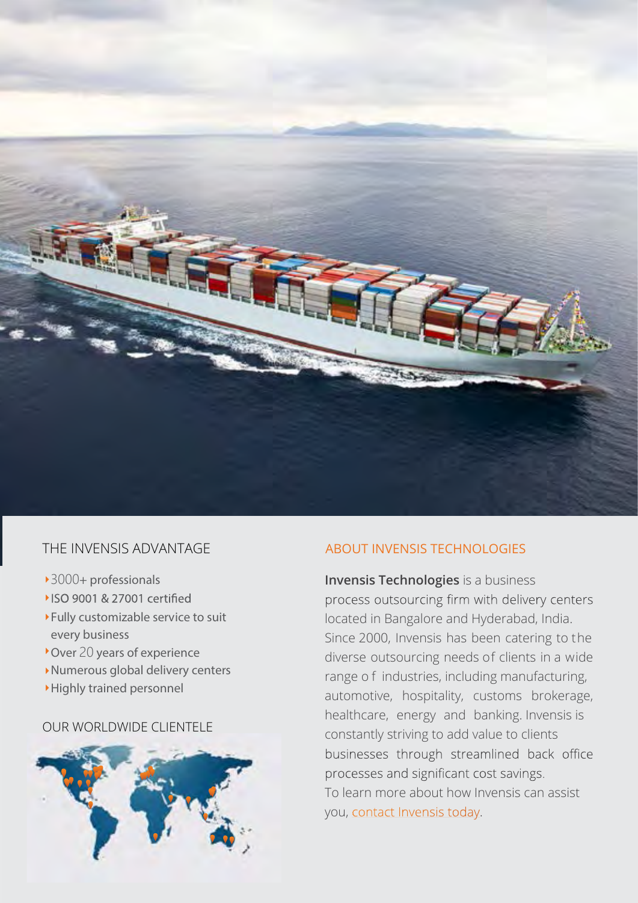## THE INVENSIS ADVANTAGE

- 3000+ professionals
- ISO 9001 & 27001 certified
- Fully customizable service to suit every business
- Over 20 years of experience
- Numerous global delivery centers
- Highly trained personnel

## OUR WORLDWIDE CLIENTELE

## ABOUT INVENSIS TECHNOLOGIES

**Invensis Technologies** is a business process outsourcing firm with delivery centers located in Bangalore and Hyderabad, India. Since 2000, Invensis has been catering to the diverse outsourcing needs of clients in a wide range of industries, including manufacturing, automotive, hospitality, customs brokerage, healthcare, energy and banking. Invensis is constantly striving to add value to clients businesses through streamlined back office processes and significant cost savings.
To learn more about how Invensis can assist you, contact Invensis today.